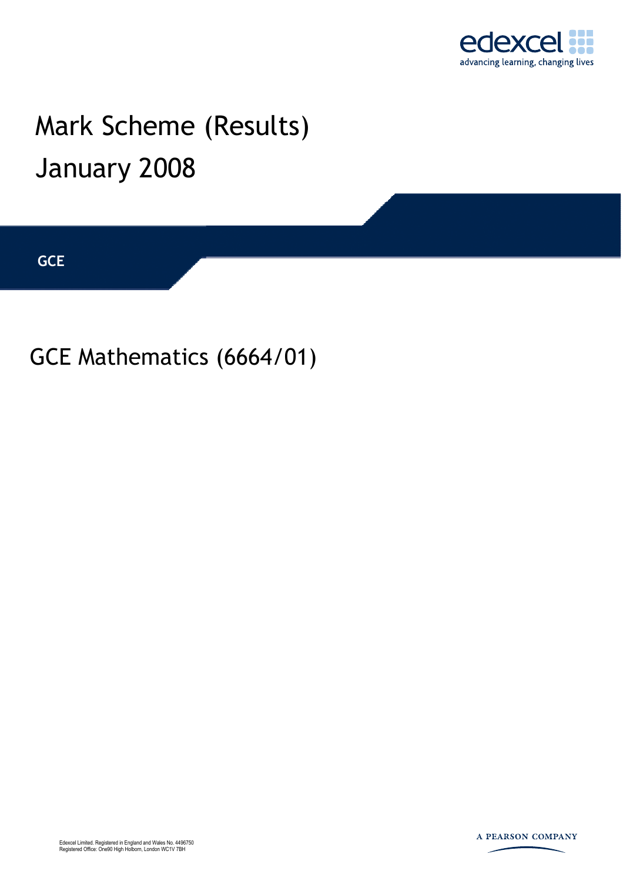edexcel

advancing learning, changing lives

# Mark Scheme (Results)

# January 2008

**GCE**

## GCE Mathematics (6664/01)

Edexcel Limited. Registered in England and Wales No. 4496750
Registered Office: One90 High Holborn, London WC1V 7BH

A PEARSON COMPANY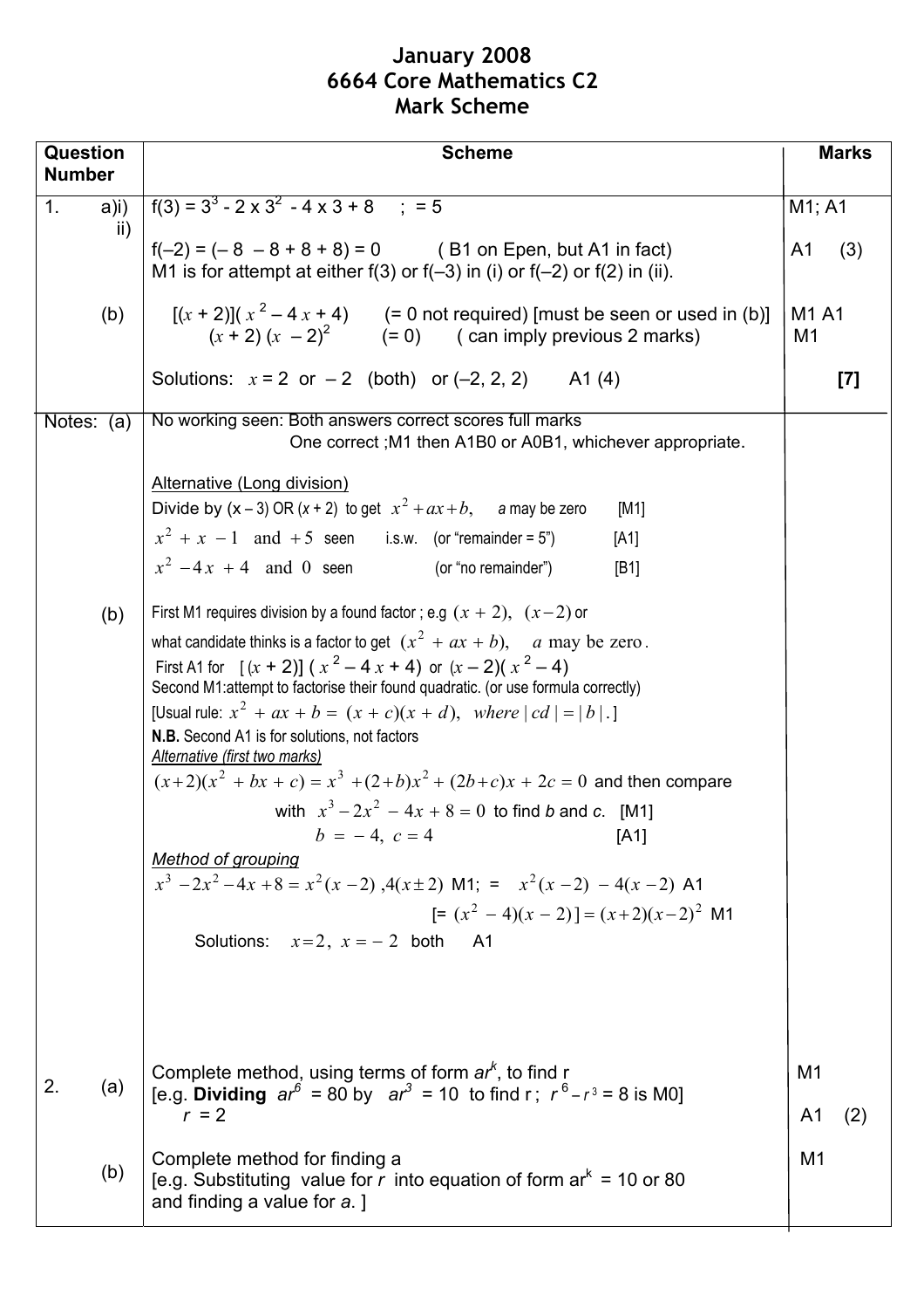# January 2008
# 6664 Core Mathematics C2
# Mark Scheme

| Question Number | Scheme | Marks |
| --- | --- | --- |
| 1. a)i) | f(3) = $3^3$ - 2 x $3^2$ - 4 x 3 + 8 ; = 5 | M1; A1 |
| ii) | f(–2) = (– 8 – 8 + 8 + 8) = 0 ( B1 on Epen, but A1 in fact)<br>M1 is for attempt at either f(3) or f(–3) in (i) or f(–2) or f(2) in (ii). | A1 (3) |
| (b) | $[(x + 2)](x^2 - 4x + 4)$ (= 0 not required) [must be seen or used in (b)]<br>$(x + 2)(x - 2)^2$ (= 0) ( can imply previous 2 marks) | M1 A1<br>M1 |
| | Solutions: $x = 2$ or $-2$ (both) or (–2, 2, 2) A1 (4) | [7] |
| Notes: (a) | No working seen: Both answers correct scores full marks<br>One correct ;M1 then A1B0 or A0B1, whichever appropriate.<br><br>Alternative (Long division)<br>Divide by (x – 3) OR (x + 2) to get $x^2 + ax + b$, *a* may be zero [M1]<br>$x^2 + x - 1$ and $+5$ seen i.s.w. (or "remainder = 5") [A1]<br>$x^2 - 4x + 4$ and 0 seen (or "no remainder") [B1] | |
| (b) | First M1 requires division by a found factor ; e.g $(x + 2)$, $(x - 2)$ or what candidate thinks is a factor to get $(x^2 + ax + b)$, $a$ may be zero.<br>First A1 for $[(x + 2)](x^2 - 4x + 4)$ or $(x - 2)(x^2 - 4)$<br>Second M1:attempt to factorise their found quadratic. (or use formula correctly)<br>[Usual rule: $x^2 + ax + b = (x + c)(x + d)$, where $\|cd\| = \|b\|$.]<br>**N.B.** Second A1 is for solutions, not factors<br>*Alternative (first two marks)*<br>$(x+2)(x^2 + bx + c) = x^3 + (2+b)x^2 + (2b+c)x + 2c = 0$ and then compare with $x^3 - 2x^2 - 4x + 8 = 0$ to find *b* and *c*. [M1]<br>$b = -4,\ c = 4$ [A1]<br>*Method of grouping*<br>$x^3 - 2x^2 - 4x + 8 = x^2(x - 2)$ ,$4(x \pm 2)$ M1; = $x^2(x - 2) - 4(x - 2)$ A1<br>[= $(x^2 - 4)(x - 2)] = (x+2)(x-2)^2$ M1<br>Solutions: $x = 2,\ x = -2$ both A1 | |
| 2. (a) | Complete method, using terms of form $ar^k$, to find r<br>[e.g. **Dividing** $ar^6 = 80$ by $ar^3 = 10$ to find r ; $r^{6-r^3} = 8$ is M0]<br>*r* = 2 | M1<br><br>A1 (2) |
| (b) | Complete method for finding a<br>[e.g. Substituting value for *r* into equation of form $ar^k$ = 10 or 80 and finding a value for *a*. ] | M1 |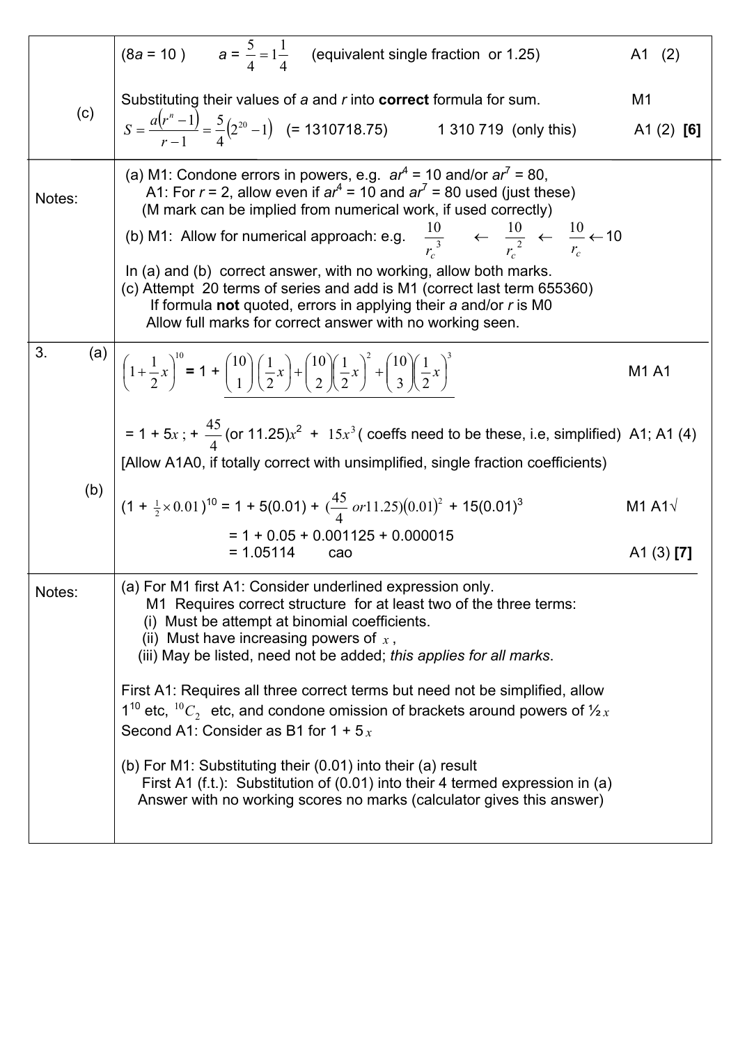| | | |
|---|---|---|
| | ($8a = 10$)  $a = \frac{5}{4} = 1\frac{1}{4}$  (equivalent single fraction or 1.25) | A1 (2) |
| (c) | Substituting their values of $a$ and $r$ into **correct** formula for sum.<br>$S = \frac{a(r^n - 1)}{r-1} = \frac{5}{4}(2^{20} - 1)$  (= 1310718.75)  1 310 719 (only this) | M1<br>A1 (2) **[6]** |
| Notes: | (a) M1: Condone errors in powers, e.g. $ar^4 = 10$ and/or $ar^7 = 80$,<br>A1: For $r = 2$, allow even if $ar^4 = 10$ and $ar^7 = 80$ used (just these)<br>(M mark can be implied from numerical work, if used correctly)<br>(b) M1: Allow for numerical approach: e.g. $\frac{10}{r_c^3} \leftarrow \frac{10}{r_c^2} \leftarrow \frac{10}{r_c} \leftarrow 10$<br>In (a) and (b) correct answer, with no working, allow both marks.<br>(c) Attempt 20 terms of series and add is M1 (correct last term 655360)<br>If formula **not** quoted, errors in applying their $a$ and/or $r$ is M0<br>Allow full marks for correct answer with no working seen. | |
| 3. (a) | $\left(1+\frac{1}{2}x\right)^{10} = 1 + \binom{10}{1}\left(\frac{1}{2}x\right) + \binom{10}{2}\left(\frac{1}{2}x\right)^2 + \binom{10}{3}\left(\frac{1}{2}x\right)^3$<br><br>$= 1 + 5x$ ; $+ \frac{45}{4}$ (or 11.25)$x^2$ + $15x^3$ ( coeffs need to be these, i.e, simplified)<br>[Allow A1A0, if totally correct with unsimplified, single fraction coefficients) | M1 A1<br><br>A1; A1 (4) |
| (b) | $(1 + \frac{1}{2} \times 0.01)^{10} = 1 + 5(0.01) + (\frac{45}{4}$ or $11.25)(0.01)^2 + 15(0.01)^3$<br>$= 1 + 0.05 + 0.001125 + 0.000015$<br>$= 1.05114$  cao | M1 A1√<br><br>A1 (3) **[7]** |
| Notes: | (a) For M1 first A1: Consider underlined expression only.<br>M1 Requires correct structure for at least two of the three terms:<br>(i) Must be attempt at binomial coefficients.<br>(ii) Must have increasing powers of $x$,<br>(iii) May be listed, need not be added; *this applies for all marks*.<br><br>First A1: Requires all three correct terms but need not be simplified, allow $1^{10}$ etc, ${}^{10}C_2$ etc, and condone omission of brackets around powers of ½$x$<br>Second A1: Consider as B1 for $1 + 5x$<br><br>(b) For M1: Substituting their (0.01) into their (a) result<br>First A1 (f.t.): Substitution of (0.01) into their 4 termed expression in (a)<br>Answer with no working scores no marks (calculator gives this answer) | |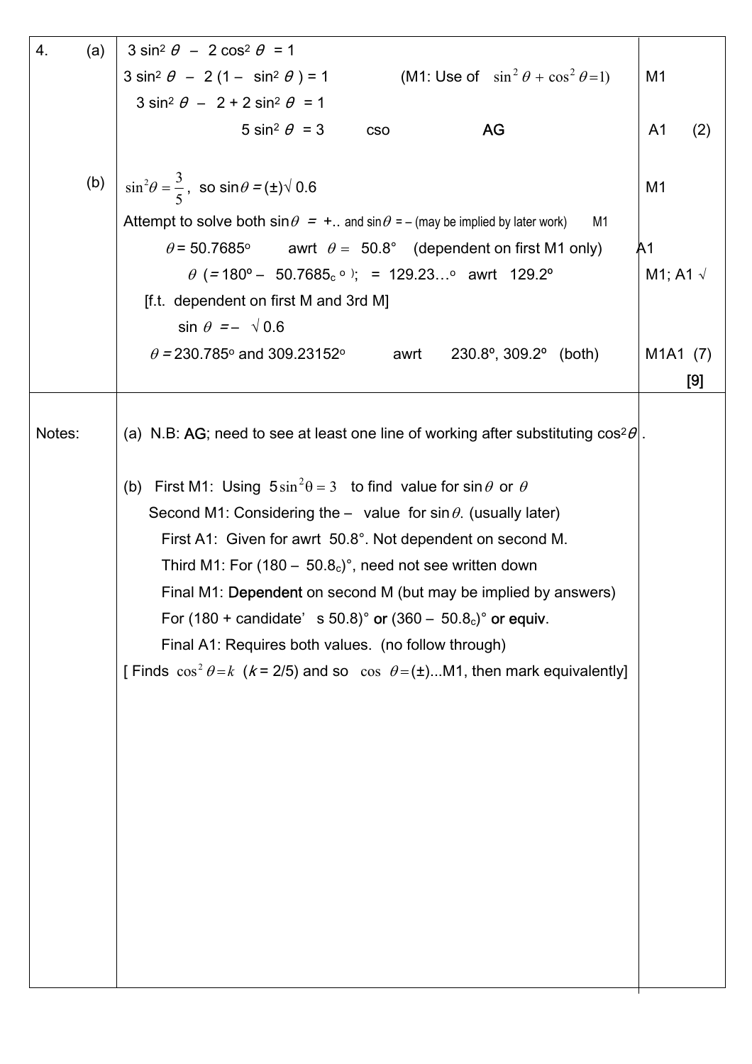| | | | |
|---|---|---|---|
| 4. | (a) | $3\sin^2\theta - 2\cos^2\theta = 1$ | |
| | | $3\sin^2\theta - 2(1 - \sin^2\theta) = 1$ (M1: Use of $\sin^2\theta + \cos^2\theta = 1$) | M1 |
| | | $3\sin^2\theta - 2 + 2\sin^2\theta = 1$ | |
| | | $5\sin^2\theta = 3$ cso **AG** | A1 (2) |
| | (b) | $\sin^2\theta = \frac{3}{5}$, so $\sin\theta = (\pm)\sqrt{0.6}$ | M1 |
| | | Attempt to solve both $\sin\theta = +$.. and $\sin\theta = -$ (may be implied by later work) M1 | |
| | | $\theta = 50.7685°$ awrt $\theta = 50.8°$ (dependent on first M1 only) | A1 |
| | | $\theta$ ($= 180° - 50.7685_c°$); $= 129.23...°$ awrt $129.2°$ | M1; A1 √ |
| | | [f.t. dependent on first M and 3rd M] | |
| | | $\sin\theta = -\sqrt{0.6}$ | |
| | | $\theta = 230.785°$ and $309.23152°$ awrt $230.8°$, $309.2°$ (both) | M1A1 (7) |
| | | | [9] |

Notes:

(a) N.B: AG; need to see at least one line of working after substituting $\cos^2\theta$.

(b) First M1: Using $5\sin^2\theta = 3$ to find value for $\sin\theta$ or $\theta$

Second M1: Considering the – value for $\sin\theta$. (usually later)

First A1: Given for awrt 50.8°. Not dependent on second M.

Third M1: For ($180 - 50.8_c$)°, need not see written down

Final M1: Dependent on second M (but may be implied by answers)

For (180 + candidate' s 50.8)° **or** ($360 - 50.8_c$)° **or equiv**.

Final A1: Requires both values. (no follow through)

[ Finds $\cos^2\theta = k$ ($k$ = 2/5) and so $\cos\theta = (\pm)$...M1, then mark equivalently]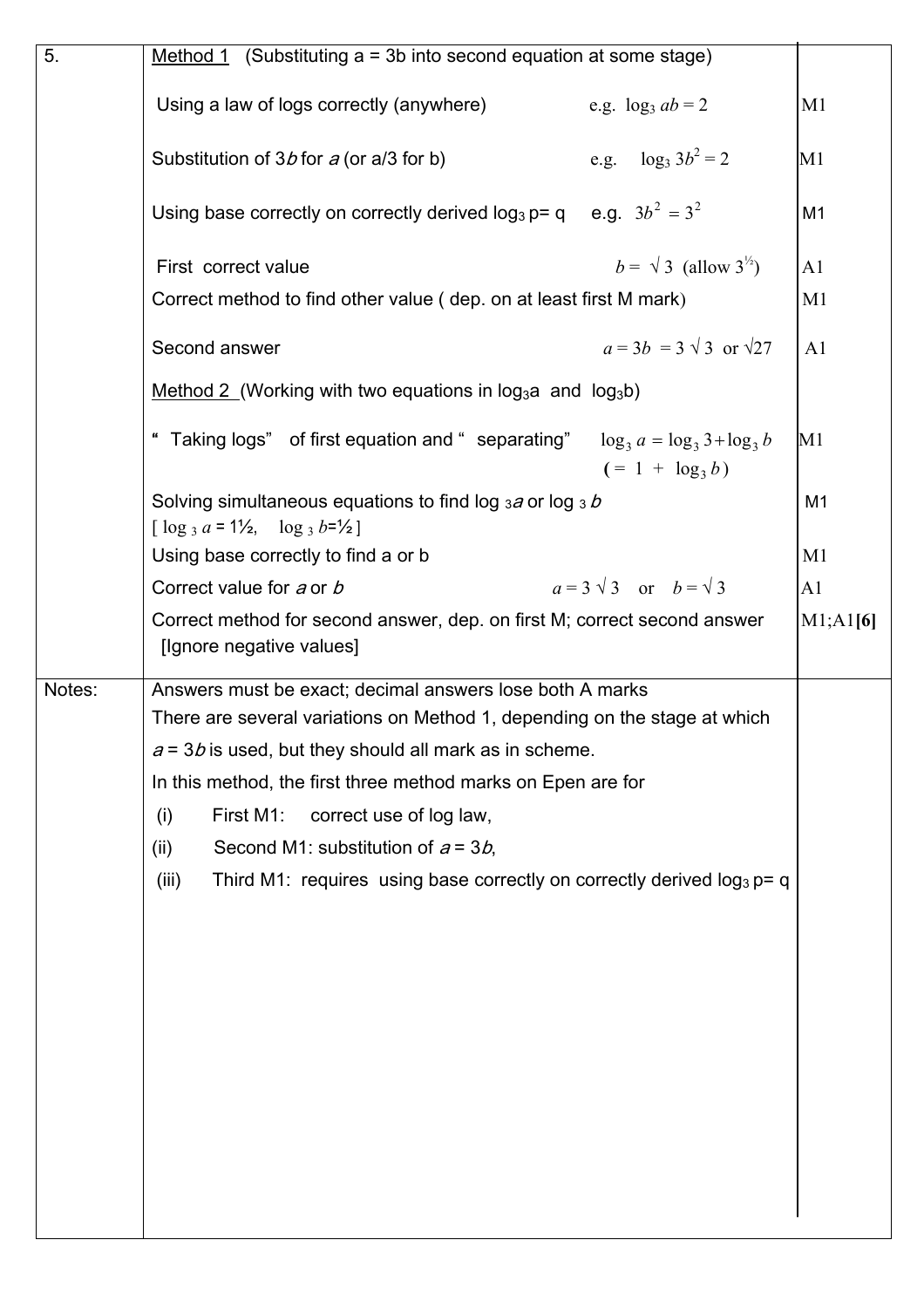| | | |
|---|---|---|
| 5. | Method 1 (Substituting a = 3b into second equation at some stage) | |
| | Using a law of logs correctly (anywhere) e.g. $\log_3 ab = 2$ | M1 |
| | Substitution of $3b$ for $a$ (or $a/3$ for b) e.g. $\log_3 3b^2 = 2$ | M1 |
| | Using base correctly on correctly derived $\log_3 p = q$ e.g. $3b^2 = 3^2$ | M1 |
| | First correct value $b = \sqrt{3}$ (allow $3^{½}$) | A1 |
| | Correct method to find other value ( dep. on at least first M mark) | M1 |
| | Second answer $a = 3b = 3\sqrt{3}$ or $\sqrt{27}$ | A1 |
| | Method 2 (Working with two equations in $\log_3 a$ and $\log_3 b$) | |
| | " Taking logs" of first equation and " separating" $\log_3 a = \log_3 3 + \log_3 b$ $( = 1 + \log_3 b)$ | M1 |
| | Solving simultaneous equations to find $\log_3 a$ or $\log_3 b$ [ $\log_3 a = 1½$, $\log_3 b = ½$ ] | M1 |
| | Using base correctly to find a or b | M1 |
| | Correct value for $a$ or $b$ $a = 3\sqrt{3}$ or $b = \sqrt{3}$ | A1 |
| | Correct method for second answer, dep. on first M; correct second answer [Ignore negative values] | M1;A1 **[6]** |
| Notes: | Answers must be exact; decimal answers lose both A marks<br>There are several variations on Method 1, depending on the stage at which $a = 3b$ is used, but they should all mark as in scheme.<br>In this method, the first three method marks on Epen are for<br>(i) First M1: correct use of log law,<br>(ii) Second M1: substitution of $a = 3b$,<br>(iii) Third M1: requires using base correctly on correctly derived $\log_3 p = q$ | |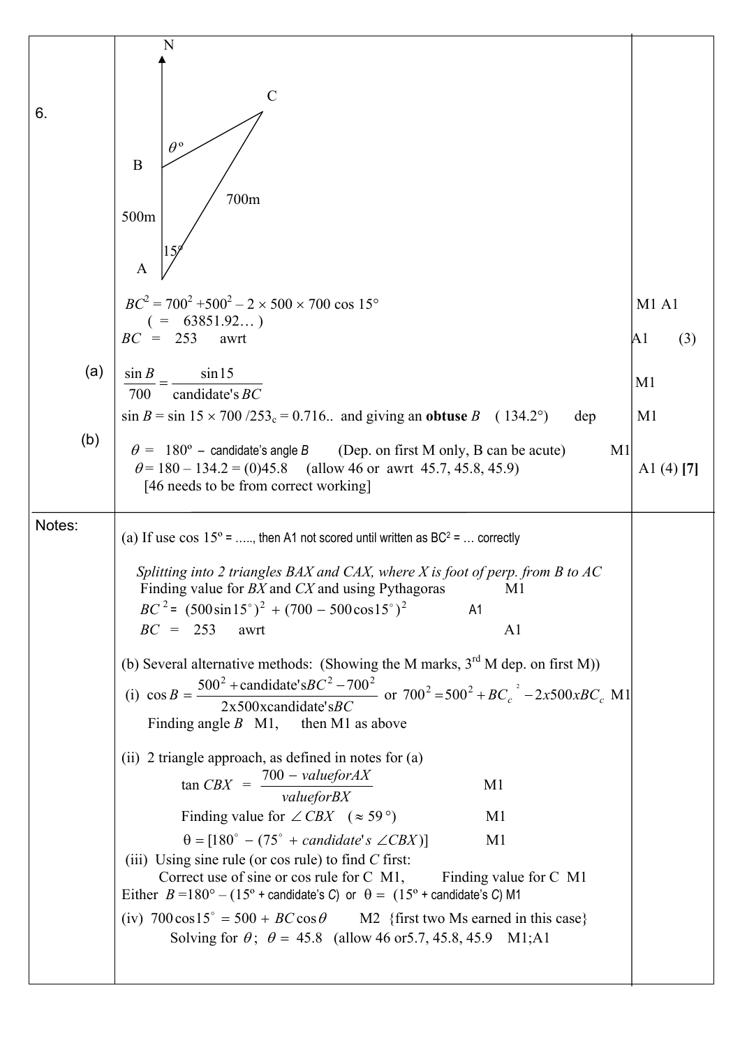**6.**

N

C

$\theta°$

B

700m

500m

15°

A

**(a)**

$BC^2 = 700^2 + 500^2 - 2 \times 500 \times 700 \cos 15°$ M1 A1

( = 63851.92… )

$BC$ = 253 awrt A1 (3)

**(b)**

$\frac{\sin B}{700} = \frac{\sin 15}{\text{candidate's } BC}$ M1

$\sin B = \sin 15 \times 700 / 253_c = 0.716..$ and giving an **obtuse** $B$ ( 134.2°) dep M1

$\theta$ = 180° – candidate's angle $B$ (Dep. on first M only, B can be acute) M1

$\theta$ = 180 – 134.2 = (0)45.8 (allow 46 or awrt 45.7, 45.8, 45.9) A1 (4) **[7]**

[46 needs to be from correct working]

**Notes:**

(a) If use cos 15° = ….., then A1 not scored until written as $BC^2$ = … correctly

*Splitting into 2 triangles BAX and CAX, where X is foot of perp. from B to AC*

Finding value for $BX$ and $CX$ and using Pythagoras M1

$BC^2 = (500 \sin 15°)^2 + (700 - 500 \cos 15°)^2$ A1

$BC$ = 253 awrt A1

(b) Several alternative methods: (Showing the M marks, 3rd M dep. on first M))

(i) $\cos B = \frac{500^2 + \text{candidate's} BC^2 - 700^2}{2 \text{x} 500 \text{xcandidate's} BC}$ or $700^2 = 500^2 + BC_c{}^2 - 2x500xBC_c$ M1

Finding angle $B$ M1, then M1 as above

(ii) 2 triangle approach, as defined in notes for (a)

$\tan CBX = \frac{700 - valueforAX}{valueforBX}$ M1

Finding value for $\angle CBX$ ($\approx 59°$) M1

$\theta = [180° - (75° + candidate's \ \angle CBX)]$ M1

(iii) Using sine rule (or cos rule) to find C first:

Correct use of sine or cos rule for C M1, Finding value for C M1

Either $B$ = 180° – (15° + candidate's C) or $\theta$ = (15° + candidate's C) M1

(iv) $700 \cos 15° = 500 + BC \cos \theta$ M2 {first two Ms earned in this case}

Solving for $\theta$; $\theta$ = 45.8 (allow 46 or5.7, 45.8, 45.9 M1;A1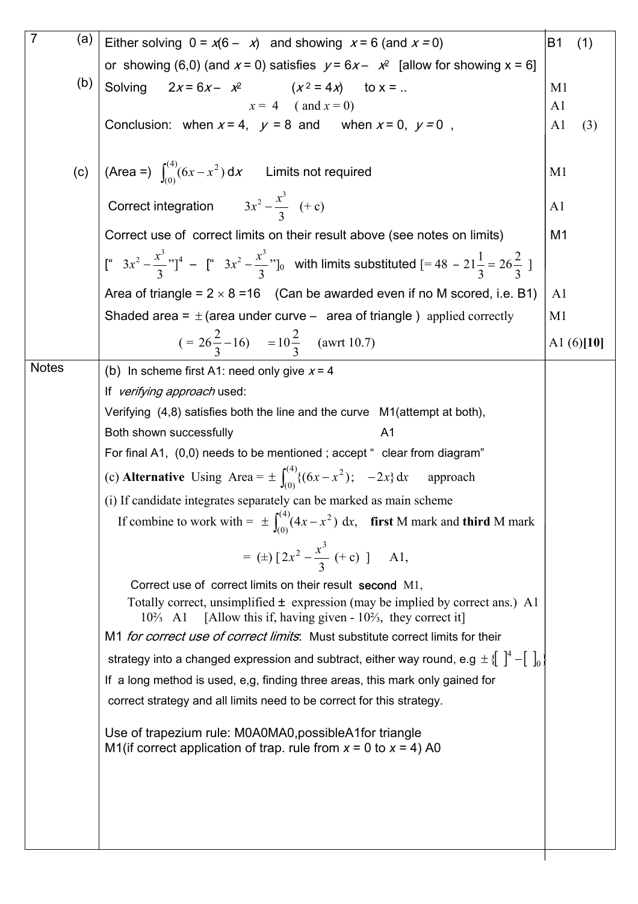| | | | |
|---|---|---|---|
| 7 | (a) | Either solving $0 = x(6 - x)$ and showing $x = 6$ (and $x = 0$) or showing (6,0) (and $x = 0$) satisfies $y = 6x - x^2$ [allow for showing x = 6] | B1 (1) |
| | (b) | Solving $2x = 6x - x^2$ $(x^2 = 4x)$ to x = .. | M1 |
| | | $x = 4$ ( and $x = 0$) | A1 |
| | | Conclusion: when $x = 4$, $y = 8$ and when $x = 0$, $y = 0$ , | A1 (3) |
| | (c) | (Area =) $\int_{(0)}^{(4)}(6x - x^2)\,dx$ Limits not required | M1 |
| | | Correct integration $3x^2 - \frac{x^3}{3}$ (+ c) | A1 |
| | | Correct use of correct limits on their result above (see notes on limits) ["$3x^2 - \frac{x^3}{3}$"]$^4$ – ["$3x^2 - \frac{x^3}{3}$"]$_0$ with limits substituted $[= 48 - 21\frac{1}{3} = 26\frac{2}{3}]$ | M1 |
| | | Area of triangle = $2 \times 8 = 16$ (Can be awarded even if no M scored, i.e. B1) | A1 |
| | | Shaded area = $\pm$(area under curve – area of triangle ) applied correctly | M1 |
| | | $( = 26\frac{2}{3} - 16)$ $= 10\frac{2}{3}$ (awrt 10.7) | A1 (6)**[10]** |

**Notes**

(b) In scheme first A1: need only give $x = 4$

If *verifying approach* used:

Verifying (4,8) satisfies both the line and the curve M1(attempt at both),

Both shown successfully A1

For final A1, (0,0) needs to be mentioned ; accept " clear from diagram"

(c) **Alternative** Using Area = $\pm \int_{(0)}^{(4)}\{(6x - x^2); \quad -2x\}\,dx$ approach

(i) If candidate integrates separately can be marked as main scheme

If combine to work with = $\pm \int_{(0)}^{(4)}(4x - x^2)\,dx$, **first** M mark and **third** M mark

$= (\pm)\,[\,2x^2 - \frac{x^3}{3}$ (+ c) ] A1,

Correct use of correct limits on their result second M1,

Totally correct, unsimplified $\pm$ expression (may be implied by correct ans.) A1

$10\frac{2}{3}$ A1 [Allow this if, having given - $10\frac{2}{3}$, they correct it]

M1 *for correct use of correct limits*: Must substitute correct limits for their strategy into a changed expression and subtract, either way round, e.g $\pm\{[\ ]^4 - [\ ]_0\}$

If a long method is used, e,g, finding three areas, this mark only gained for correct strategy and all limits need to be correct for this strategy.

Use of trapezium rule: M0A0MA0,possibleA1for triangle
M1(if correct application of trap. rule from $x = 0$ to $x = 4$) A0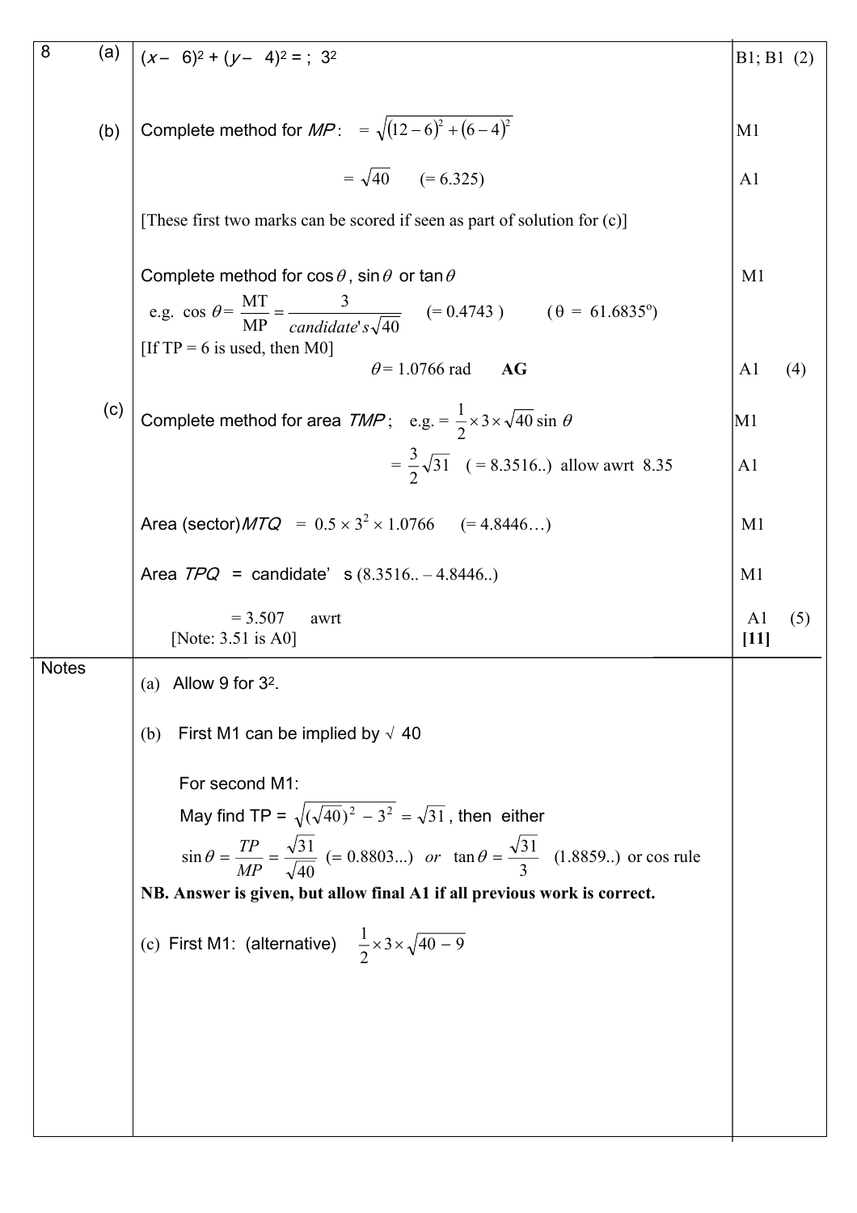| | | | |
|---|---|---|---|
| 8 | (a) | $(x - 6)^2 + (y - 4)^2 =$ ; $3^2$ | B1; B1 (2) |
| | (b) | Complete method for *MP*: $= \sqrt{(12-6)^2 + (6-4)^2}$ | M1 |
| | | $= \sqrt{40}$ (= 6.325) | A1 |
| | | [These first two marks can be scored if seen as part of solution for (c)] | |
| | | Complete method for $\cos\theta$, $\sin\theta$ or $\tan\theta$ | M1 |
| | | e.g. $\cos\theta = \frac{\text{MT}}{\text{MP}} = \frac{3}{candidate's\sqrt{40}}$ (= 0.4743) ($\theta$ = 61.6835°) | |
| | | [If TP = 6 is used, then M0] | |
| | | $\theta$ = 1.0766 rad **AG** | A1 (4) |
| | (c) | Complete method for area *TMP*; e.g. $= \frac{1}{2} \times 3 \times \sqrt{40}\sin\theta$ | M1 |
| | | $= \frac{3}{2}\sqrt{31}$ ( = 8.3516..) allow awrt 8.35 | A1 |
| | | Area (sector)*MTQ* $= 0.5 \times 3^2 \times 1.0766$ (= 4.8446…) | M1 |
| | | Area *TPQ* = candidate's (8.3516.. – 4.8446..) | M1 |
| | | = 3.507 awrt | A1 (5) |
| | | [Note: 3.51 is A0] | **[11]** |
| Notes | | (a) Allow 9 for $3^2$. | |
| | | (b) First M1 can be implied by $\sqrt{40}$ | |
| | | For second M1: | |
| | | May find TP = $\sqrt{(\sqrt{40})^2 - 3^2} = \sqrt{31}$, then either | |
| | | $\sin\theta = \frac{TP}{MP} = \frac{\sqrt{31}}{\sqrt{40}}$ (= 0.8803...) *or* $\tan\theta = \frac{\sqrt{31}}{3}$ (1.8859..) or cos rule | |
| | | **NB. Answer is given, but allow final A1 if all previous work is correct.** | |
| | | (c) First M1: (alternative) $\frac{1}{2} \times 3 \times \sqrt{40 - 9}$ | |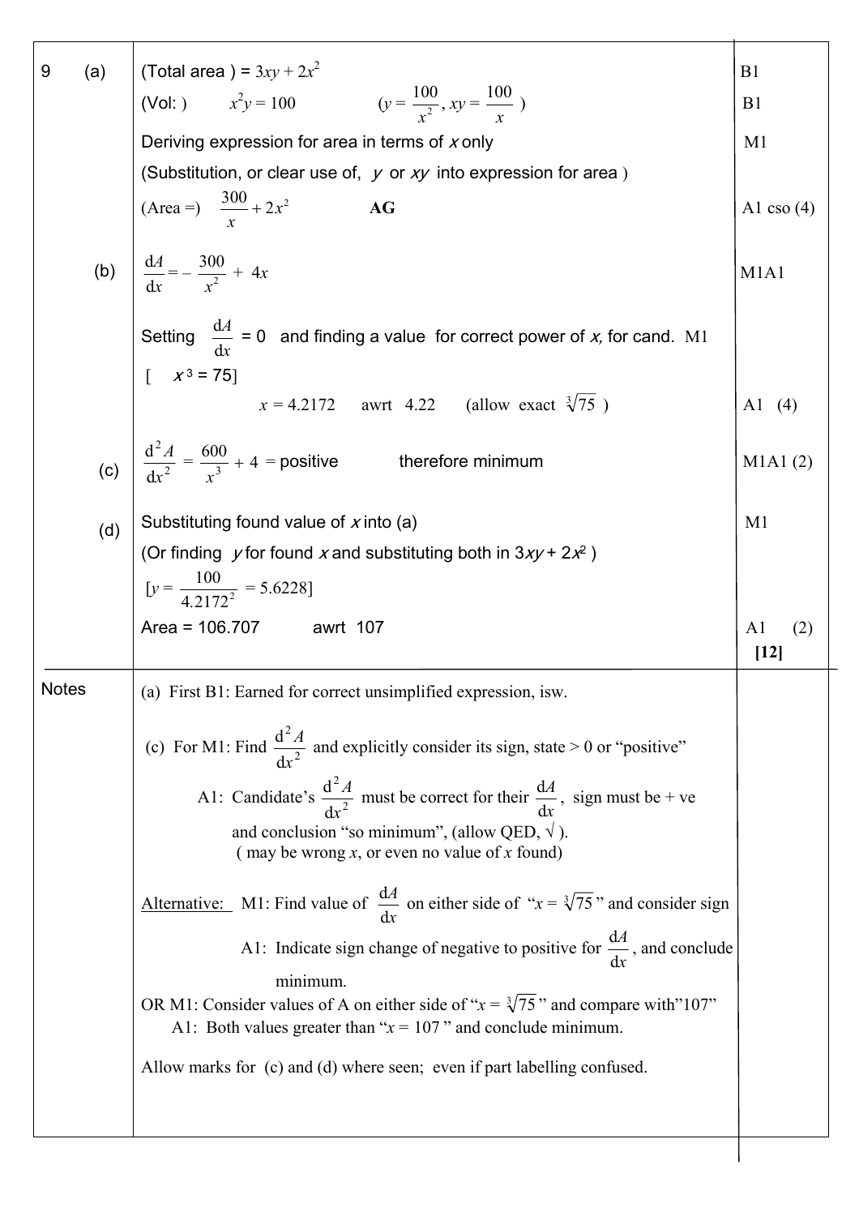| | | | |
|---|---|---|---|
| 9 | (a) | (Total area ) = $3xy + 2x^2$ | B1 |
| | | (Vol: ) $x^2y = 100$ ($y = \frac{100}{x^2}$, $xy = \frac{100}{x}$ ) | B1 |
| | | Deriving expression for area in terms of $x$ only | M1 |
| | | (Substitution, or clear use of, $y$ or $xy$ into expression for area ) | |
| | | (Area =) $\frac{300}{x} + 2x^2$ **AG** | A1 cso (4) |
| | (b) | $\frac{dA}{dx} = -\frac{300}{x^2} + 4x$ | M1A1 |
| | | Setting $\frac{dA}{dx} = 0$ and finding a value for correct power of $x$, for cand. M1 | |
| | | [ $x^3 = 75$] | |
| | | $x = 4.2172$ awrt 4.22 (allow exact $\sqrt[3]{75}$ ) | A1 (4) |
| | (c) | $\frac{d^2A}{dx^2} = \frac{600}{x^3} + 4 =$ positive therefore minimum | M1A1 (2) |
| | (d) | Substituting found value of $x$ into (a) | M1 |
| | | (Or finding $y$ for found $x$ and substituting both in $3xy + 2x^2$ ) | |
| | | [$y = \frac{100}{4.2172^2} = 5.6228$] | |
| | | Area = 106.707 awrt 107 | A1 (2) |
| | | | **[12]** |
| Notes | | (a) First B1: Earned for correct unsimplified expression, isw.<br><br>(c) For M1: Find $\frac{d^2A}{dx^2}$ and explicitly consider its sign, state > 0 or "positive"<br>A1: Candidate's $\frac{d^2A}{dx^2}$ must be correct for their $\frac{dA}{dx}$, sign must be + ve and conclusion "so minimum", (allow QED, √ ).<br>( may be wrong $x$, or even no value of $x$ found)<br><br>Alternative: M1: Find value of $\frac{dA}{dx}$ on either side of "$x = \sqrt[3]{75}$" and consider sign<br>A1: Indicate sign change of negative to positive for $\frac{dA}{dx}$, and conclude minimum.<br>OR M1: Consider values of A on either side of "$x = \sqrt[3]{75}$" and compare with"107"<br>A1: Both values greater than "$x = 107$ " and conclude minimum.<br><br>Allow marks for (c) and (d) where seen; even if part labelling confused. | |